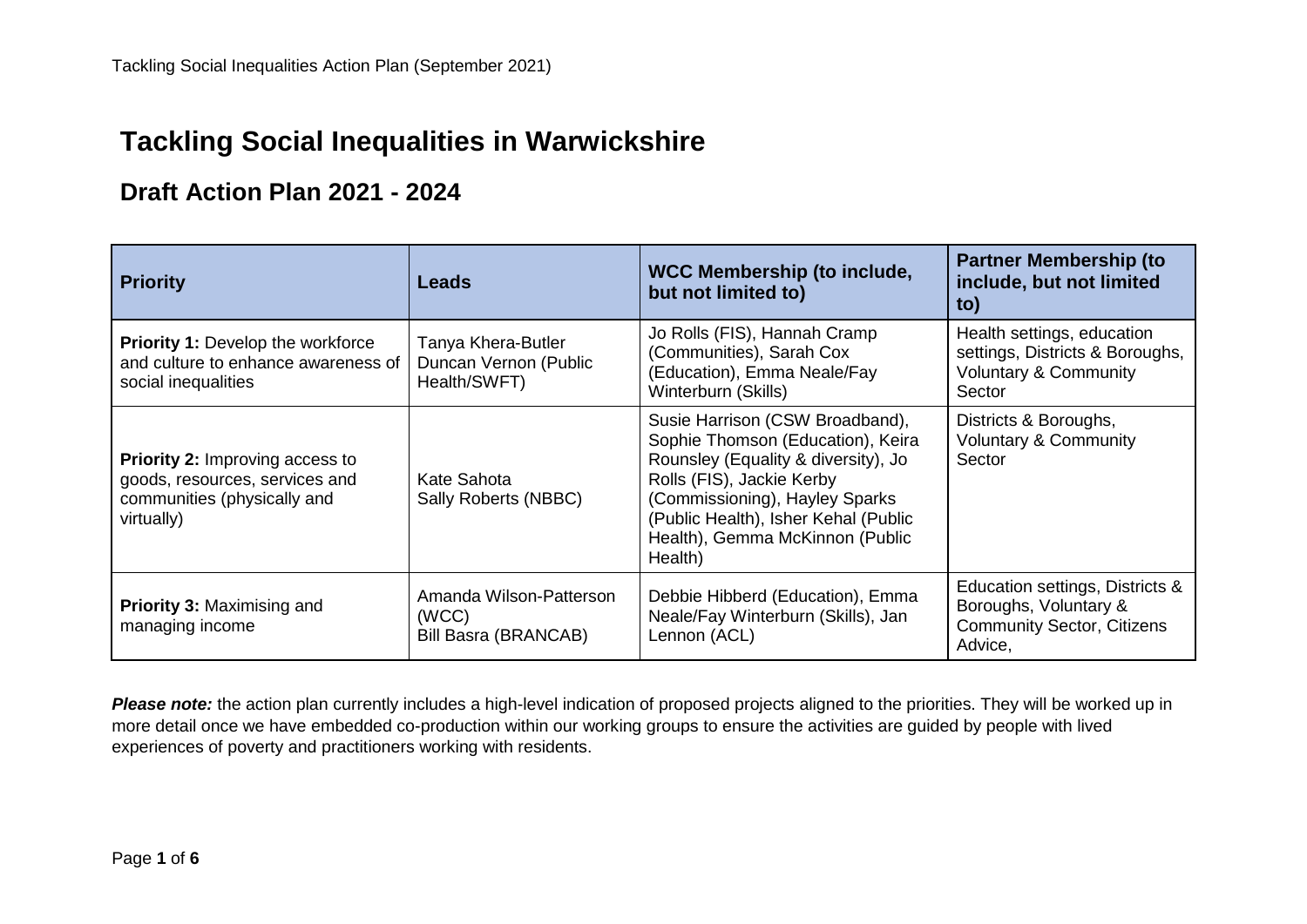# Tackling Social Inequalities in Warwickshire

## Draft Action Plan 2021 - 2024

| Priority | Leads | WCC Membership (to include, but not limited to) | Partner Membership (to include, but not limited to) |
| --- | --- | --- | --- |
| **Priority 1:** Develop the workforce and culture to enhance awareness of social inequalities | Tanya Khera-Butler<br>Duncan Vernon (Public Health/SWFT) | Jo Rolls (FIS), Hannah Cramp (Communities), Sarah Cox (Education), Emma Neale/Fay Winterburn (Skills) | Health settings, education settings, Districts & Boroughs, Voluntary & Community Sector |
| **Priority 2:** Improving access to goods, resources, services and communities (physically and virtually) | Kate Sahota<br>Sally Roberts (NBBC) | Susie Harrison (CSW Broadband), Sophie Thomson (Education), Keira Rounsley (Equality & diversity), Jo Rolls (FIS), Jackie Kerby (Commissioning), Hayley Sparks (Public Health), Isher Kehal (Public Health), Gemma McKinnon (Public Health) | Districts & Boroughs, Voluntary & Community Sector |
| **Priority 3:** Maximising and managing income | Amanda Wilson-Patterson (WCC)<br>Bill Basra (BRANCAB) | Debbie Hibberd (Education), Emma Neale/Fay Winterburn (Skills), Jan Lennon (ACL) | Education settings, Districts & Boroughs, Voluntary & Community Sector, Citizens Advice, |

***Please note:*** the action plan currently includes a high-level indication of proposed projects aligned to the priorities. They will be worked up in more detail once we have embedded co-production within our working groups to ensure the activities are guided by people with lived experiences of poverty and practitioners working with residents.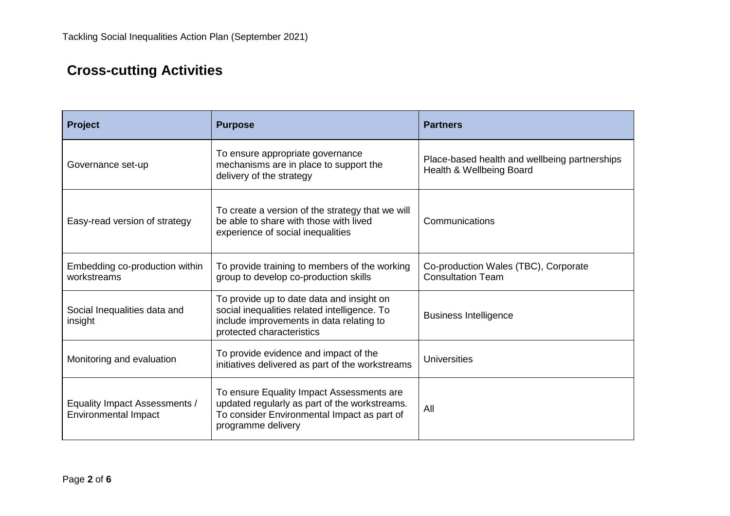## Cross-cutting Activities

| Project | Purpose | Partners |
| --- | --- | --- |
| Governance set-up | To ensure appropriate governance mechanisms are in place to support the delivery of the strategy | Place-based health and wellbeing partnerships Health & Wellbeing Board |
| Easy-read version of strategy | To create a version of the strategy that we will be able to share with those with lived experience of social inequalities | Communications |
| Embedding co-production within workstreams | To provide training to members of the working group to develop co-production skills | Co-production Wales (TBC), Corporate Consultation Team |
| Social Inequalities data and insight | To provide up to date data and insight on social inequalities related intelligence. To include improvements in data relating to protected characteristics | Business Intelligence |
| Monitoring and evaluation | To provide evidence and impact of the initiatives delivered as part of the workstreams | Universities |
| Equality Impact Assessments / Environmental Impact | To ensure Equality Impact Assessments are updated regularly as part of the workstreams. To consider Environmental Impact as part of programme delivery | All |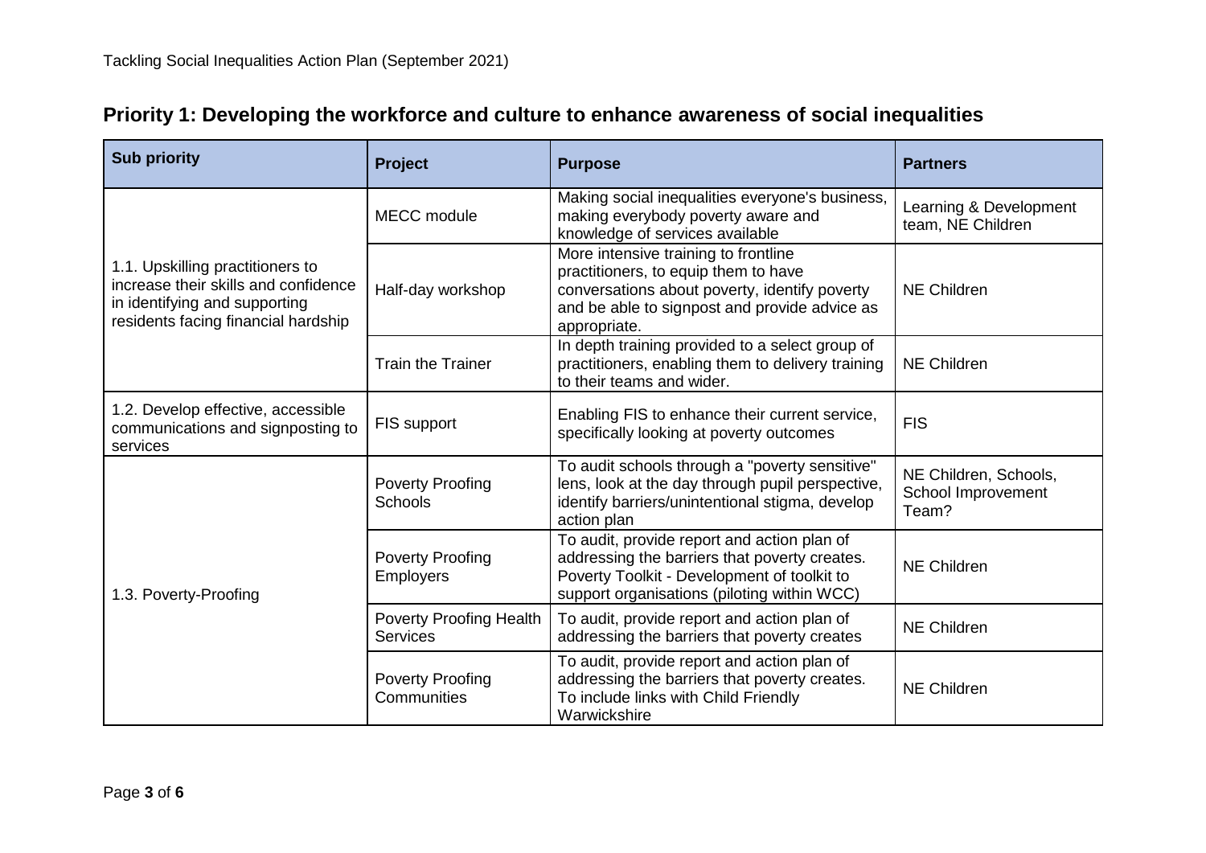## Priority 1: Developing the workforce and culture to enhance awareness of social inequalities

| Sub priority | Project | Purpose | Partners |
|---|---|---|---|
| 1.1. Upskilling practitioners to increase their skills and confidence in identifying and supporting residents facing financial hardship | MECC module | Making social inequalities everyone's business, making everybody poverty aware and knowledge of services available | Learning & Development team, NE Children |
| | Half-day workshop | More intensive training to frontline practitioners, to equip them to have conversations about poverty, identify poverty and be able to signpost and provide advice as appropriate. | NE Children |
| | Train the Trainer | In depth training provided to a select group of practitioners, enabling them to delivery training to their teams and wider. | NE Children |
| 1.2. Develop effective, accessible communications and signposting to services | FIS support | Enabling FIS to enhance their current service, specifically looking at poverty outcomes | FIS |
| 1.3. Poverty-Proofing | Poverty Proofing Schools | To audit schools through a "poverty sensitive" lens, look at the day through pupil perspective, identify barriers/unintentional stigma, develop action plan | NE Children, Schools, School Improvement Team? |
| | Poverty Proofing Employers | To audit, provide report and action plan of addressing the barriers that poverty creates. Poverty Toolkit - Development of toolkit to support organisations (piloting within WCC) | NE Children |
| | Poverty Proofing Health Services | To audit, provide report and action plan of addressing the barriers that poverty creates | NE Children |
| | Poverty Proofing Communities | To audit, provide report and action plan of addressing the barriers that poverty creates. To include links with Child Friendly Warwickshire | NE Children |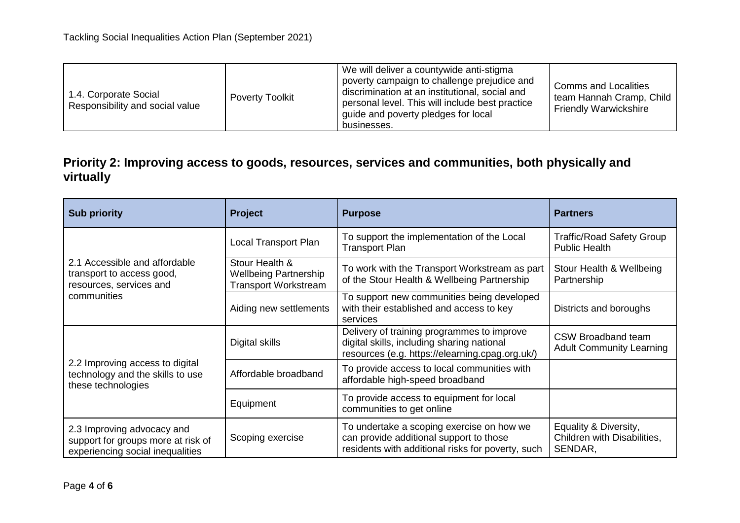| | | | |
|---|---|---|---|
| 1.4. Corporate Social Responsibility and social value | Poverty Toolkit | We will deliver a countywide anti-stigma poverty campaign to challenge prejudice and discrimination at an institutional, social and personal level. This will include best practice guide and poverty pledges for local businesses. | Comms and Localities team Hannah Cramp, Child Friendly Warwickshire |

## Priority 2: Improving access to goods, resources, services and communities, both physically and virtually

| Sub priority | Project | Purpose | Partners |
|---|---|---|---|
| 2.1 Accessible and affordable transport to access good, resources, services and communities | Local Transport Plan | To support the implementation of the Local Transport Plan | Traffic/Road Safety Group Public Health |
| | Stour Health & Wellbeing Partnership Transport Workstream | To work with the Transport Workstream as part of the Stour Health & Wellbeing Partnership | Stour Health & Wellbeing Partnership |
| | Aiding new settlements | To support new communities being developed with their established and access to key services | Districts and boroughs |
| 2.2 Improving access to digital technology and the skills to use these technologies | Digital skills | Delivery of training programmes to improve digital skills, including sharing national resources (e.g. https://elearning.cpag.org.uk/) | CSW Broadband team Adult Community Learning |
| | Affordable broadband | To provide access to local communities with affordable high-speed broadband | |
| | Equipment | To provide access to equipment for local communities to get online | |
| 2.3 Improving advocacy and support for groups more at risk of experiencing social inequalities | Scoping exercise | To undertake a scoping exercise on how we can provide additional support to those residents with additional risks for poverty, such | Equality & Diversity, Children with Disabilities, SENDAR, |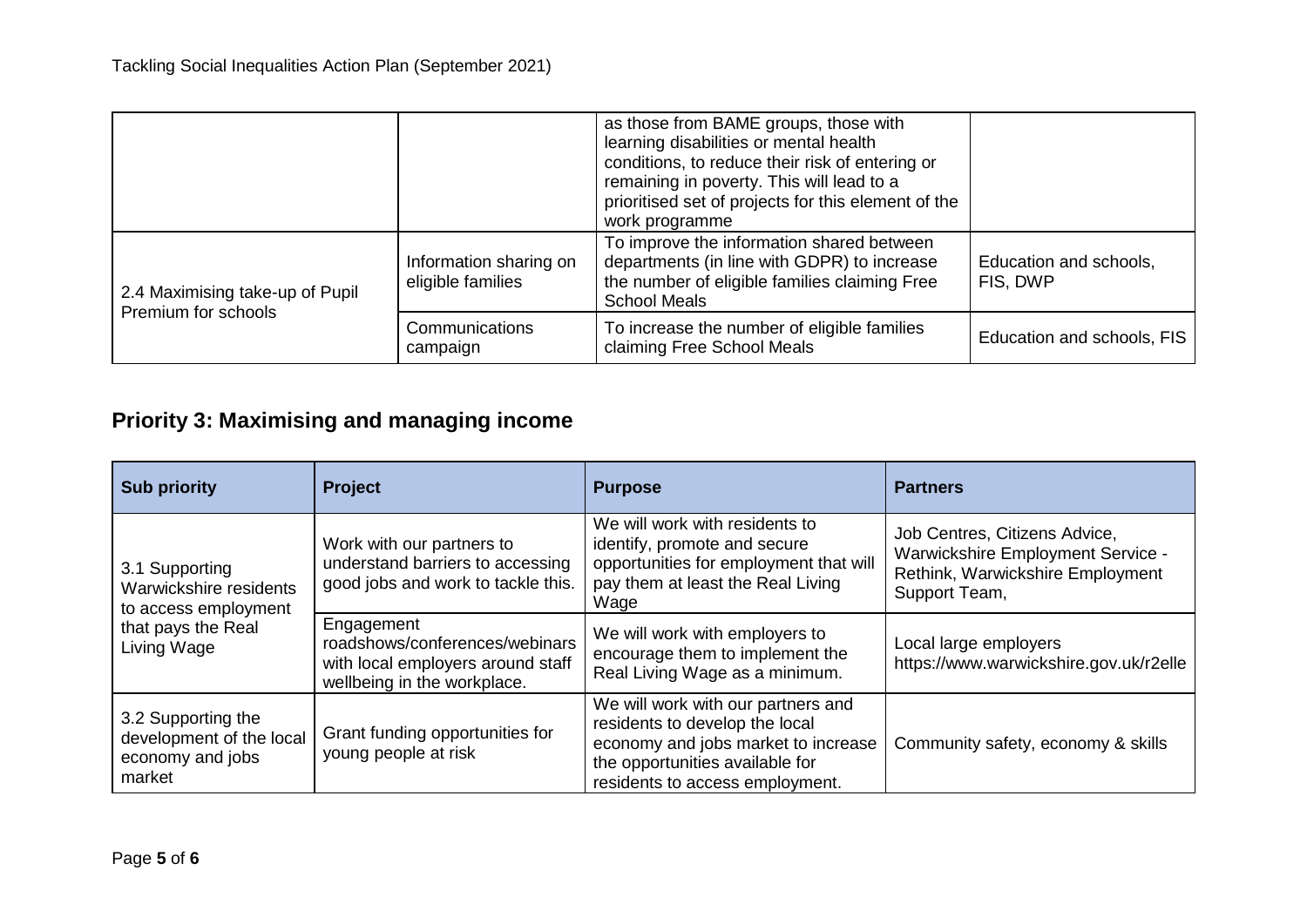| | | as those from BAME groups, those with learning disabilities or mental health conditions, to reduce their risk of entering or remaining in poverty. This will lead to a prioritised set of projects for this element of the work programme | |
|---|---|---|---|
| 2.4 Maximising take-up of Pupil Premium for schools | Information sharing on eligible families | To improve the information shared between departments (in line with GDPR) to increase the number of eligible families claiming Free School Meals | Education and schools, FIS, DWP |
| | Communications campaign | To increase the number of eligible families claiming Free School Meals | Education and schools, FIS |

## Priority 3: Maximising and managing income

| Sub priority | Project | Purpose | Partners |
|---|---|---|---|
| 3.1 Supporting Warwickshire residents to access employment that pays the Real Living Wage | Work with our partners to understand barriers to accessing good jobs and work to tackle this. | We will work with residents to identify, promote and secure opportunities for employment that will pay them at least the Real Living Wage | Job Centres, Citizens Advice, Warwickshire Employment Service - Rethink, Warwickshire Employment Support Team, |
| | Engagement roadshows/conferences/webinars with local employers around staff wellbeing in the workplace. | We will work with employers to encourage them to implement the Real Living Wage as a minimum. | Local large employers https://www.warwickshire.gov.uk/r2elle |
| 3.2 Supporting the development of the local economy and jobs market | Grant funding opportunities for young people at risk | We will work with our partners and residents to develop the local economy and jobs market to increase the opportunities available for residents to access employment. | Community safety, economy & skills |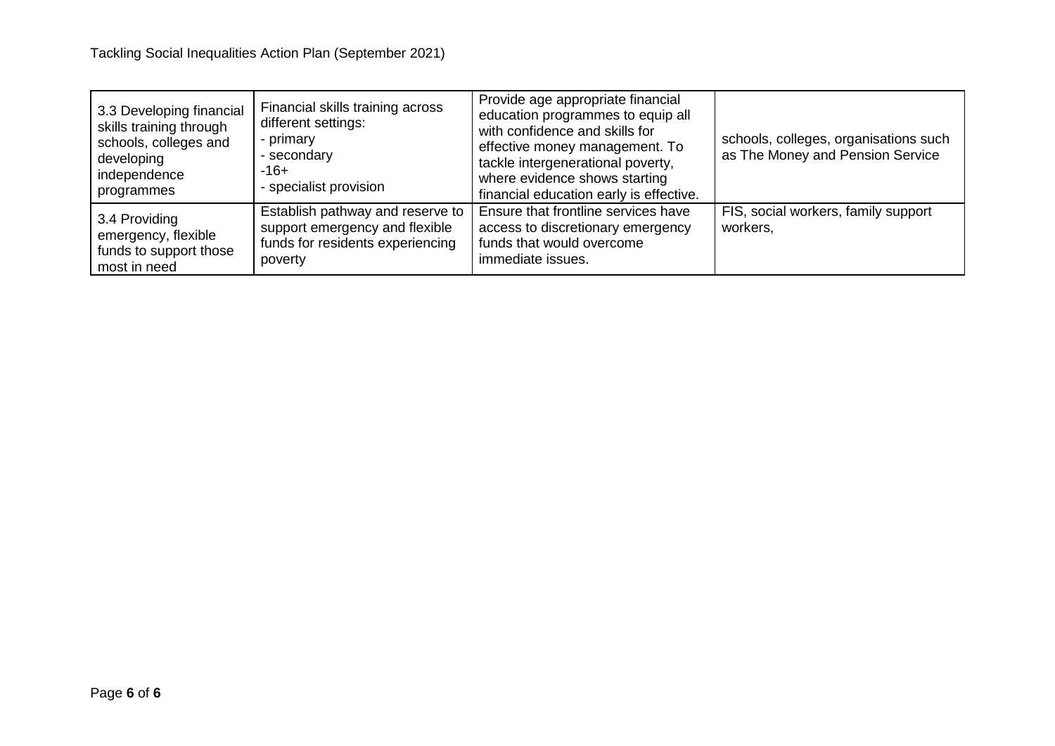| | | | |
|---|---|---|---|
| 3.3 Developing financial skills training through schools, colleges and developing independence programmes | Financial skills training across different settings:<br>- primary<br>- secondary<br>-16+<br>- specialist provision | Provide age appropriate financial education programmes to equip all with confidence and skills for effective money management. To tackle intergenerational poverty, where evidence shows starting financial education early is effective. | schools, colleges, organisations such as The Money and Pension Service |
| 3.4 Providing emergency, flexible funds to support those most in need | Establish pathway and reserve to support emergency and flexible funds for residents experiencing poverty | Ensure that frontline services have access to discretionary emergency funds that would overcome immediate issues. | FIS, social workers, family support workers, |